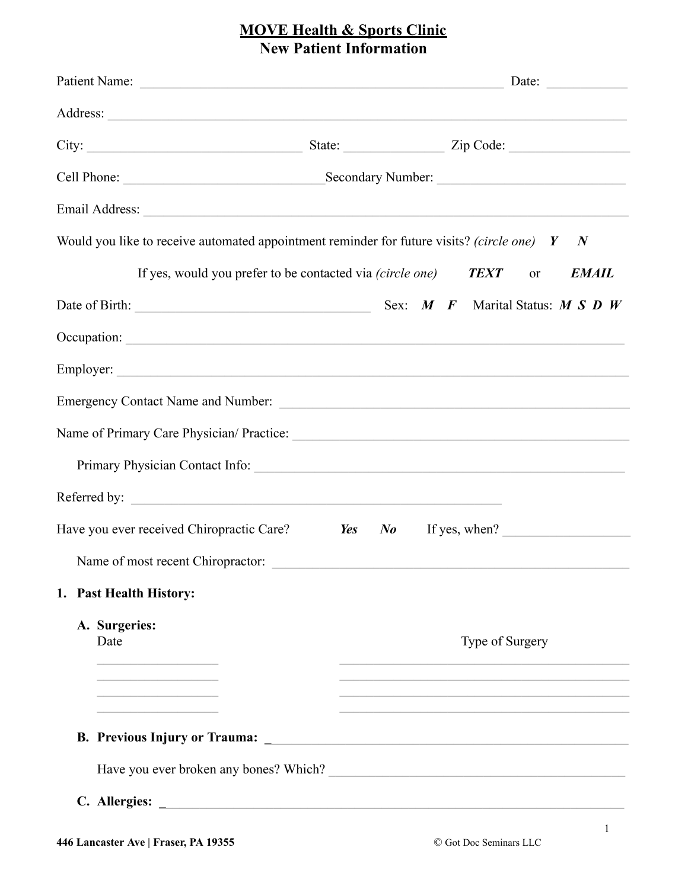# MOVE Health & Sports Clinic
## New Patient Information

Patient Name: ____________________________________________________________ Date: ____________

Address: _________________________________________________________________________________

City: ________________________________ State: _______________ Zip Code: __________________

Cell Phone: ______________________________Secondary Number: ____________________________

Email Address: _____________________________________________________________________________

Would you like to receive automated appointment reminder for future visits? *(circle one)* ***Y*** ***N***

If yes, would you prefer to be contacted via *(circle one)* ***TEXT*** or ***EMAIL***

Date of Birth: ___________________________________ Sex: ***M*** ***F*** Marital Status: ***M S D W***

Occupation: _______________________________________________________________________________

Employer: _________________________________________________________________________________

Emergency Contact Name and Number: ___________________________________________________

Name of Primary Care Physician/ Practice: _____________________________________________________

Primary Physician Contact Info: __________________________________________________________

Referred by: _________________________________________________________

Have you ever received Chiropractic Care? ***Yes*** ***No*** If yes, when? ___________________

Name of most recent Chiropractor: _________________________________________________________

1. **Past Health History:**

   A. **Surgeries:**

| Date | Type of Surgery |
|---|---|
| __________________ | ____________________________________________ |
| __________________ | ____________________________________________ |
| __________________ | ____________________________________________ |
| __________________ | ____________________________________________ |

   B. **Previous Injury or Trauma:** _________________________________________________________

   Have you ever broken any bones? Which? ______________________________________________

   C. **Allergies:** __________________________________________________________________________

446 Lancaster Ave | Fraser, PA 19355

© Got Doc Seminars LLC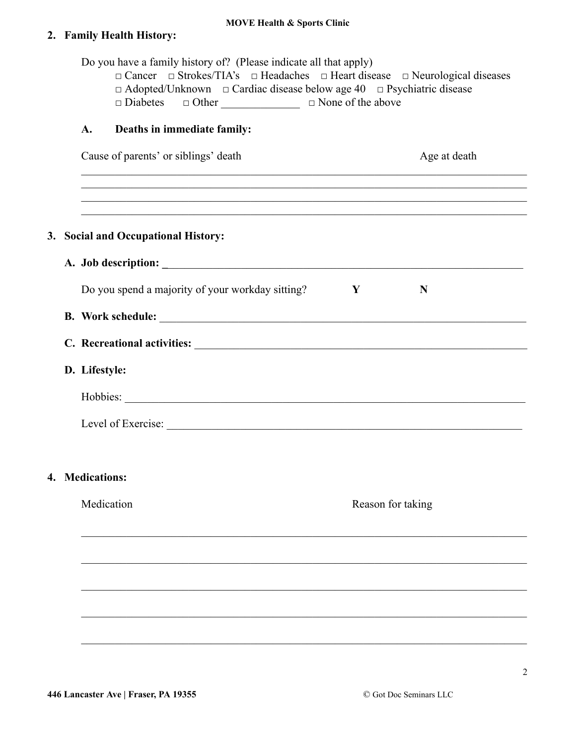## 2. Family Health History:

Do you have a family history of? (Please indicate all that apply)

□ Cancer □ Strokes/TIA's □ Headaches □ Heart disease □ Neurological diseases
□ Adopted/Unknown □ Cardiac disease below age 40 □ Psychiatric disease
□ Diabetes □ Other ______________ □ None of the above

### A. Deaths in immediate family:

Cause of parents' or siblings' death Age at death

________________________________________________________________________________
________________________________________________________________________________
________________________________________________________________________________
________________________________________________________________________________

## 3. Social and Occupational History:

**A. Job description:** ______________________________________________________________

Do you spend a majority of your workday sitting? **Y** **N**

**B. Work schedule:** ______________________________________________________________

**C. Recreational activities:** ______________________________________________________

**D. Lifestyle:**

Hobbies: __________________________________________________________________________

Level of Exercise: _________________________________________________________________

## 4. Medications:

Medication Reason for taking

________________________________________________________________________________
________________________________________________________________________________
________________________________________________________________________________
________________________________________________________________________________
________________________________________________________________________________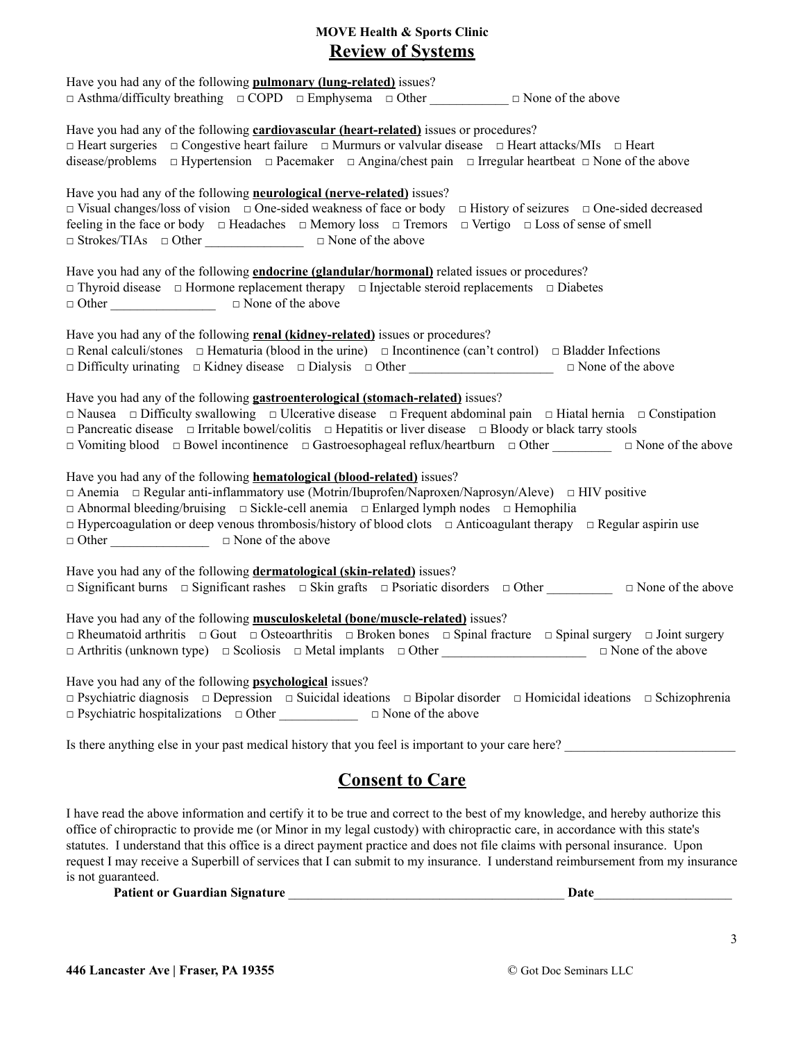**MOVE Health & Sports Clinic**

# Review of Systems

Have you had any of the following **pulmonary (lung-related)** issues?
□ Asthma/difficulty breathing □ COPD □ Emphysema □ Other ____________ □ None of the above

Have you had any of the following **cardiovascular (heart-related)** issues or procedures?
□ Heart surgeries □ Congestive heart failure □ Murmurs or valvular disease □ Heart attacks/MIs □ Heart disease/problems □ Hypertension □ Pacemaker □ Angina/chest pain □ Irregular heartbeat □ None of the above

Have you had any of the following **neurological (nerve-related)** issues?
□ Visual changes/loss of vision □ One-sided weakness of face or body □ History of seizures □ One-sided decreased feeling in the face or body □ Headaches □ Memory loss □ Tremors □ Vertigo □ Loss of sense of smell □ Strokes/TIAs □ Other _______________ □ None of the above

Have you had any of the following **endocrine (glandular/hormonal)** related issues or procedures?
□ Thyroid disease □ Hormone replacement therapy □ Injectable steroid replacements □ Diabetes □ Other ________________ □ None of the above

Have you had any of the following **renal (kidney-related)** issues or procedures?
□ Renal calculi/stones □ Hematuria (blood in the urine) □ Incontinence (can't control) □ Bladder Infections □ Difficulty urinating □ Kidney disease □ Dialysis □ Other ______________________ □ None of the above

Have you had any of the following **gastroenterological (stomach-related)** issues?
□ Nausea □ Difficulty swallowing □ Ulcerative disease □ Frequent abdominal pain □ Hiatal hernia □ Constipation □ Pancreatic disease □ Irritable bowel/colitis □ Hepatitis or liver disease □ Bloody or black tarry stools □ Vomiting blood □ Bowel incontinence □ Gastroesophageal reflux/heartburn □ Other _________ □ None of the above

Have you had any of the following **hematological (blood-related)** issues?
□ Anemia □ Regular anti-inflammatory use (Motrin/Ibuprofen/Naproxen/Naprosyn/Aleve) □ HIV positive □ Abnormal bleeding/bruising □ Sickle-cell anemia □ Enlarged lymph nodes □ Hemophilia □ Hypercoagulation or deep venous thrombosis/history of blood clots □ Anticoagulant therapy □ Regular aspirin use □ Other _______________ □ None of the above

Have you had any of the following **dermatological (skin-related)** issues?
□ Significant burns □ Significant rashes □ Skin grafts □ Psoriatic disorders □ Other __________ □ None of the above

Have you had any of the following **musculoskeletal (bone/muscle-related)** issues?
□ Rheumatoid arthritis □ Gout □ Osteoarthritis □ Broken bones □ Spinal fracture □ Spinal surgery □ Joint surgery □ Arthritis (unknown type) □ Scoliosis □ Metal implants □ Other ______________________ □ None of the above

Have you had any of the following **psychological** issues?
□ Psychiatric diagnosis □ Depression □ Suicidal ideations □ Bipolar disorder □ Homicidal ideations □ Schizophrenia □ Psychiatric hospitalizations □ Other ____________ □ None of the above

Is there anything else in your past medical history that you feel is important to your care here? __________________________

# Consent to Care

I have read the above information and certify it to be true and correct to the best of my knowledge, and hereby authorize this office of chiropractic to provide me (or Minor in my legal custody) with chiropractic care, in accordance with this state's statutes. I understand that this office is a direct payment practice and does not file claims with personal insurance. Upon request I may receive a Superbill of services that I can submit to my insurance. I understand reimbursement from my insurance is not guaranteed.

**Patient or Guardian Signature** __________________________________________ **Date**_____________________

**446 Lancaster Ave | Fraser, PA 19355** © Got Doc Seminars LLC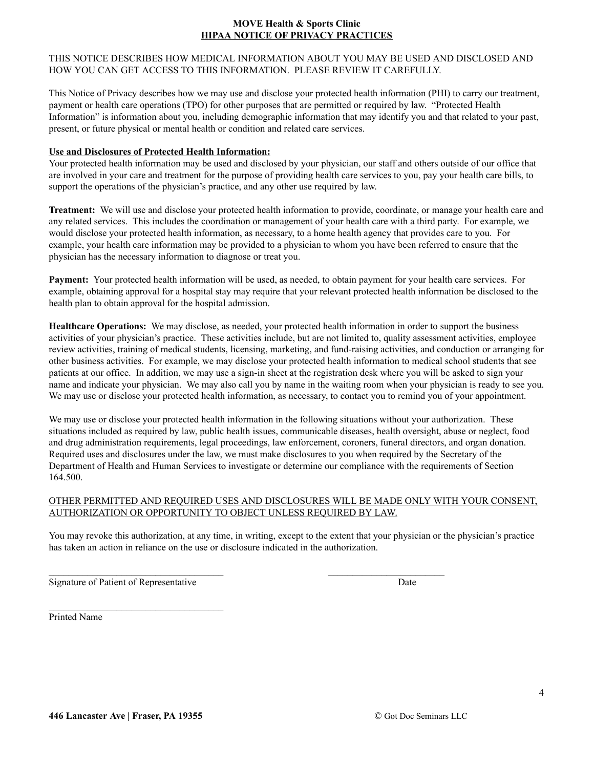**MOVE Health & Sports Clinic**
**HIPAA NOTICE OF PRIVACY PRACTICES**

THIS NOTICE DESCRIBES HOW MEDICAL INFORMATION ABOUT YOU MAY BE USED AND DISCLOSED AND HOW YOU CAN GET ACCESS TO THIS INFORMATION. PLEASE REVIEW IT CAREFULLY.

This Notice of Privacy describes how we may use and disclose your protected health information (PHI) to carry our treatment, payment or health care operations (TPO) for other purposes that are permitted or required by law. "Protected Health Information" is information about you, including demographic information that may identify you and that related to your past, present, or future physical or mental health or condition and related care services.

**Use and Disclosures of Protected Health Information:**
Your protected health information may be used and disclosed by your physician, our staff and others outside of our office that are involved in your care and treatment for the purpose of providing health care services to you, pay your health care bills, to support the operations of the physician's practice, and any other use required by law.

**Treatment:** We will use and disclose your protected health information to provide, coordinate, or manage your health care and any related services. This includes the coordination or management of your health care with a third party. For example, we would disclose your protected health information, as necessary, to a home health agency that provides care to you. For example, your health care information may be provided to a physician to whom you have been referred to ensure that the physician has the necessary information to diagnose or treat you.

**Payment:** Your protected health information will be used, as needed, to obtain payment for your health care services. For example, obtaining approval for a hospital stay may require that your relevant protected health information be disclosed to the health plan to obtain approval for the hospital admission.

**Healthcare Operations:** We may disclose, as needed, your protected health information in order to support the business activities of your physician's practice. These activities include, but are not limited to, quality assessment activities, employee review activities, training of medical students, licensing, marketing, and fund-raising activities, and conduction or arranging for other business activities. For example, we may disclose your protected health information to medical school students that see patients at our office. In addition, we may use a sign-in sheet at the registration desk where you will be asked to sign your name and indicate your physician. We may also call you by name in the waiting room when your physician is ready to see you. We may use or disclose your protected health information, as necessary, to contact you to remind you of your appointment.

We may use or disclose your protected health information in the following situations without your authorization. These situations included as required by law, public health issues, communicable diseases, health oversight, abuse or neglect, food and drug administration requirements, legal proceedings, law enforcement, coroners, funeral directors, and organ donation. Required uses and disclosures under the law, we must make disclosures to you when required by the Secretary of the Department of Health and Human Services to investigate or determine our compliance with the requirements of Section 164.500.

OTHER PERMITTED AND REQUIRED USES AND DISCLOSURES WILL BE MADE ONLY WITH YOUR CONSENT, AUTHORIZATION OR OPPORTUNITY TO OBJECT UNLESS REQUIRED BY LAW.

You may revoke this authorization, at any time, in writing, except to the extent that your physician or the physician's practice has taken an action in reliance on the use or disclosure indicated in the authorization.

_____________________________________ _________________________
Signature of Patient of Representative Date

_____________________________________
Printed Name

**446 Lancaster Ave | Fraser, PA 19355** © Got Doc Seminars LLC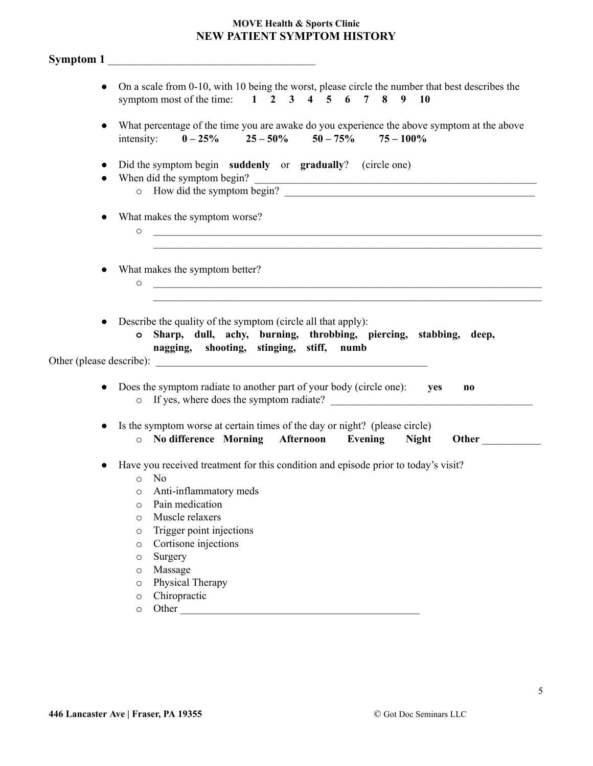**MOVE Health & Sports Clinic**

# NEW PATIENT SYMPTOM HISTORY

**Symptom 1** ____________________________________

- On a scale from 0-10, with 10 being the worst, please circle the number that best describes the symptom most of the time: **1 2 3 4 5 6 7 8 9 10**

- What percentage of the time you are awake do you experience the above symptom at the above intensity: **0 – 25%** **25 – 50%** **50 – 75%** **75 – 100%**

- Did the symptom begin **suddenly** or **gradually**? (circle one)
- When did the symptom begin? ______________________________________________________
  - How did the symptom begin? ______________________________________________

- What makes the symptom worse?
  - ___________________________________________________________________________
    ___________________________________________________________________________

- What makes the symptom better?
  - ___________________________________________________________________________
    ___________________________________________________________________________

- Describe the quality of the symptom (circle all that apply):
  - **Sharp, dull, achy, burning, throbbing, piercing, stabbing, deep, nagging, shooting, stinging, stiff, numb**

Other (please describe): ____________________________________________________

- Does the symptom radiate to another part of your body (circle one): **yes** **no**
  - If yes, where does the symptom radiate? ______________________________________

- Is the symptom worse at certain times of the day or night? (please circle)
  - **No difference** **Morning** **Afternoon** **Evening** **Night** **Other** ___________

- Have you received treatment for this condition and episode prior to today's visit?
  - No
  - Anti-inflammatory meds
  - Pain medication
  - Muscle relaxers
  - Trigger point injections
  - Cortisone injections
  - Surgery
  - Massage
  - Physical Therapy
  - Chiropractic
  - Other ______________________________________________

**446 Lancaster Ave | Fraser, PA 19355** © Got Doc Seminars LLC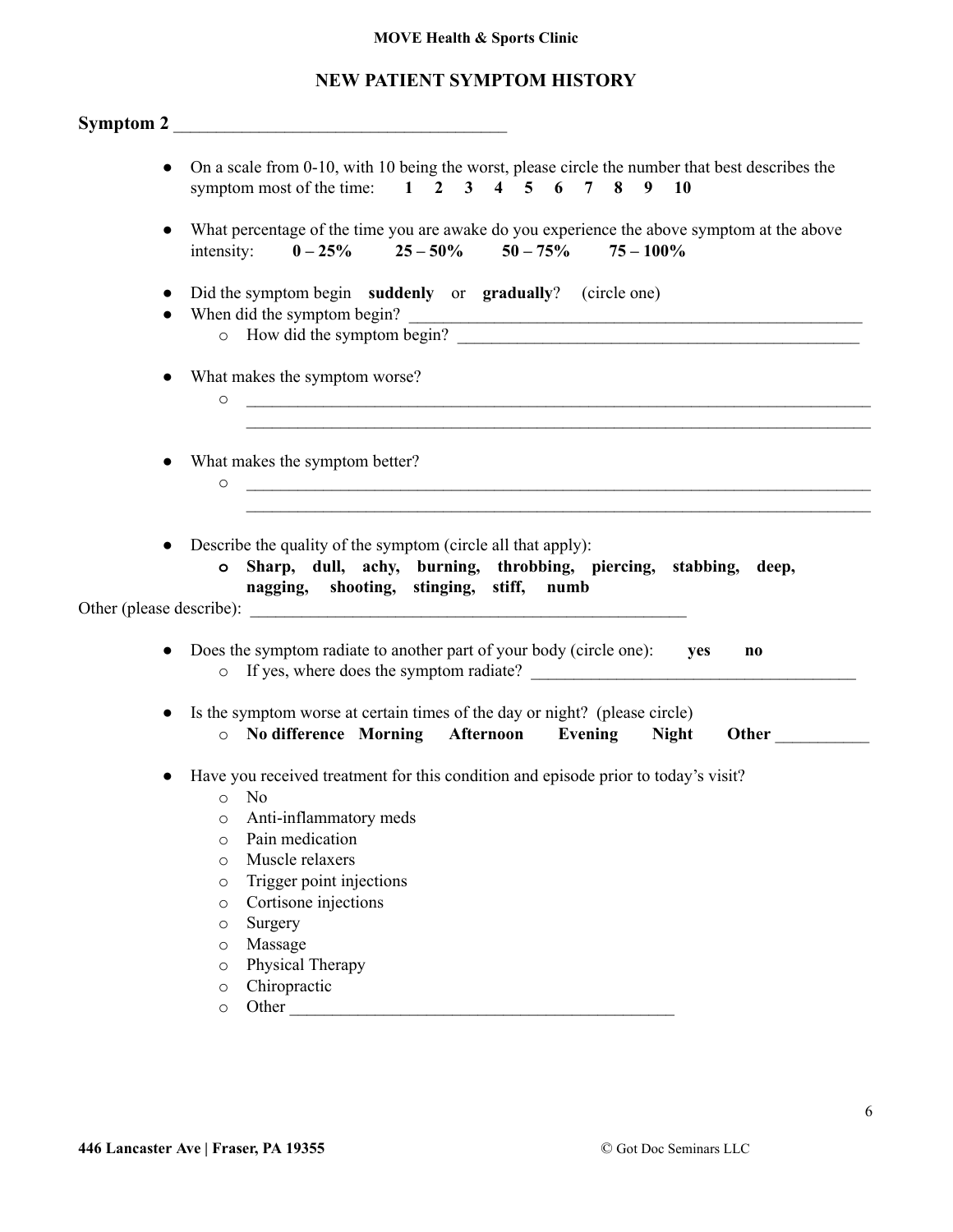MOVE Health & Sports Clinic

# NEW PATIENT SYMPTOM HISTORY

## Symptom 2 ______________________________________

- On a scale from 0-10, with 10 being the worst, please circle the number that best describes the symptom most of the time: **1 2 3 4 5 6 7 8 9 10**

- What percentage of the time you are awake do you experience the above symptom at the above intensity: **0 – 25%** **25 – 50%** **50 – 75%** **75 – 100%**

- Did the symptom begin **suddenly** or **gradually**? (circle one)
- When did the symptom begin? ________________________________________________________
  - How did the symptom begin? __________________________________________________

- What makes the symptom worse?
  - ________________________________________________________________________________
    ________________________________________________________________________________

- What makes the symptom better?
  - ________________________________________________________________________________
    ________________________________________________________________________________

- Describe the quality of the symptom (circle all that apply):
  - **Sharp, dull, achy, burning, throbbing, piercing, stabbing, deep, nagging, shooting, stinging, stiff, numb**

Other (please describe): ______________________________________________________

- Does the symptom radiate to another part of your body (circle one): **yes** **no**
  - If yes, where does the symptom radiate? ________________________________________

- Is the symptom worse at certain times of the day or night? (please circle)
  - **No difference** **Morning** **Afternoon** **Evening** **Night** **Other** ___________

- Have you received treatment for this condition and episode prior to today's visit?
  - No
  - Anti-inflammatory meds
  - Pain medication
  - Muscle relaxers
  - Trigger point injections
  - Cortisone injections
  - Surgery
  - Massage
  - Physical Therapy
  - Chiropractic
  - Other ________________________________________________

446 Lancaster Ave | Fraser, PA 19355

© Got Doc Seminars LLC